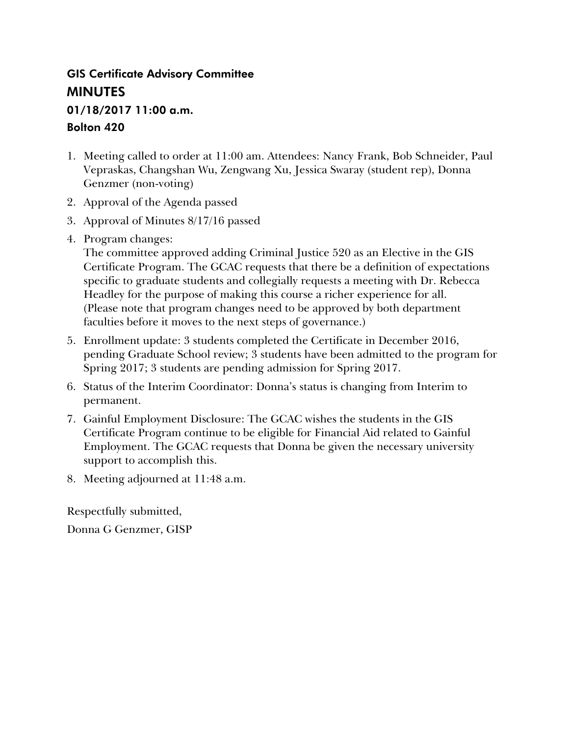## GIS Certificate Advisory Committee

# MINUTES

### 01/18/2017 11:00 a.m.

### Bolton 420

1. Meeting called to order at 11:00 am. Attendees: Nancy Frank, Bob Schneider, Paul Vepraskas, Changshan Wu, Zengwang Xu, Jessica Swaray (student rep), Donna Genzmer (non-voting)
2. Approval of the Agenda passed
3. Approval of Minutes 8/17/16 passed
4. Program changes:
   The committee approved adding Criminal Justice 520 as an Elective in the GIS Certificate Program. The GCAC requests that there be a definition of expectations specific to graduate students and collegially requests a meeting with Dr. Rebecca Headley for the purpose of making this course a richer experience for all. (Please note that program changes need to be approved by both department faculties before it moves to the next steps of governance.)
5. Enrollment update: 3 students completed the Certificate in December 2016, pending Graduate School review; 3 students have been admitted to the program for Spring 2017; 3 students are pending admission for Spring 2017.
6. Status of the Interim Coordinator: Donna's status is changing from Interim to permanent.
7. Gainful Employment Disclosure: The GCAC wishes the students in the GIS Certificate Program continue to be eligible for Financial Aid related to Gainful Employment. The GCAC requests that Donna be given the necessary university support to accomplish this.
8. Meeting adjourned at 11:48 a.m.

Respectfully submitted,

Donna G Genzmer, GISP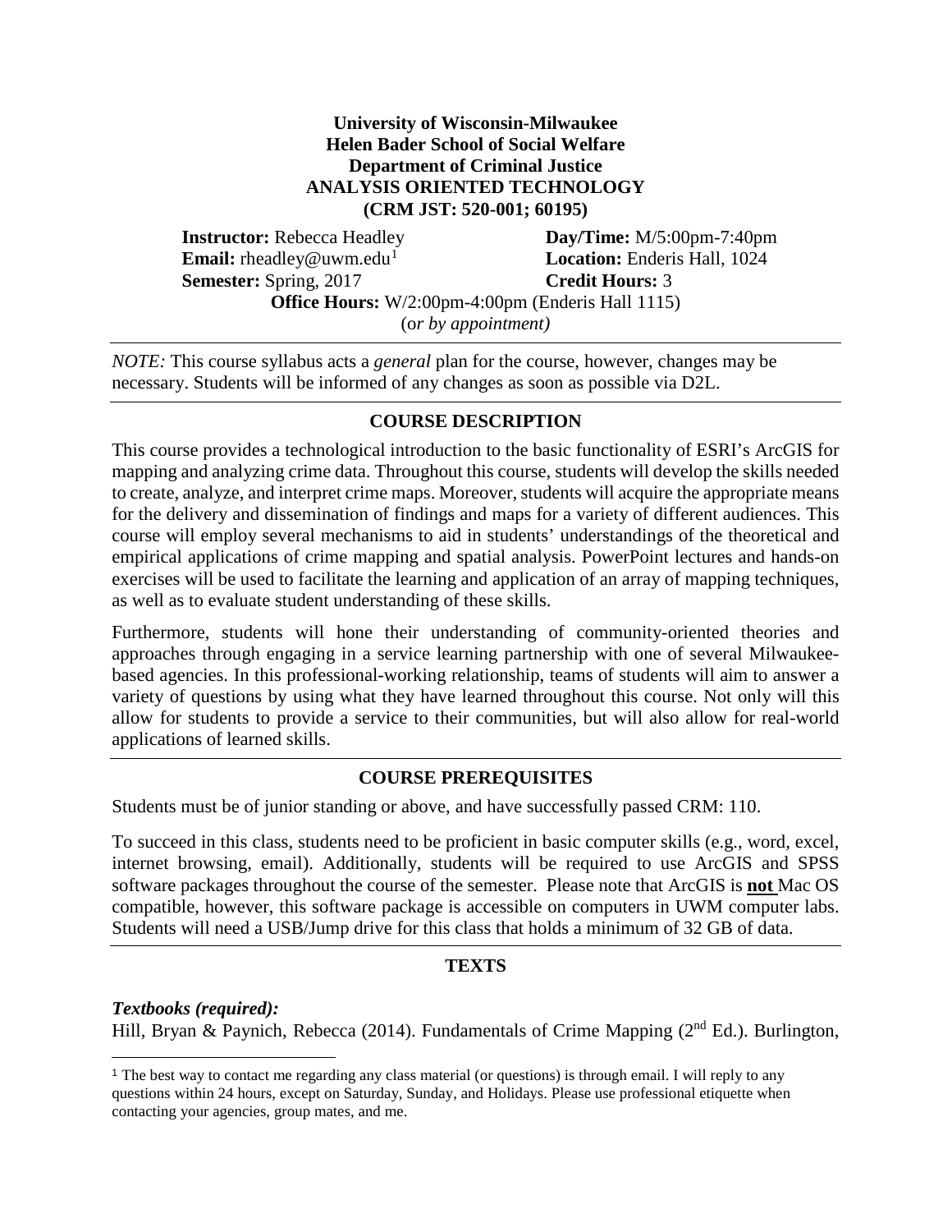**University of Wisconsin-Milwaukee**
**Helen Bader School of Social Welfare**
**Department of Criminal Justice**
**ANALYSIS ORIENTED TECHNOLOGY**
**(CRM JST: 520-001; 60195)**

**Instructor:** Rebecca Headley
**Email:** rheadley@uwm.edu[1]
**Semester:** Spring, 2017
**Day/Time:** M/5:00pm-7:40pm
**Location:** Enderis Hall, 1024
**Credit Hours:** 3
**Office Hours:** W/2:00pm-4:00pm (Enderis Hall 1115)
(o*r by appointment)*

---

*NOTE:* This course syllabus acts a *general* plan for the course, however, changes may be necessary. Students will be informed of any changes as soon as possible via D2L.

---

## COURSE DESCRIPTION

This course provides a technological introduction to the basic functionality of ESRI's ArcGIS for mapping and analyzing crime data. Throughout this course, students will develop the skills needed to create, analyze, and interpret crime maps. Moreover, students will acquire the appropriate means for the delivery and dissemination of findings and maps for a variety of different audiences. This course will employ several mechanisms to aid in students' understandings of the theoretical and empirical applications of crime mapping and spatial analysis. PowerPoint lectures and hands-on exercises will be used to facilitate the learning and application of an array of mapping techniques, as well as to evaluate student understanding of these skills.

Furthermore, students will hone their understanding of community-oriented theories and approaches through engaging in a service learning partnership with one of several Milwaukee-based agencies. In this professional-working relationship, teams of students will aim to answer a variety of questions by using what they have learned throughout this course. Not only will this allow for students to provide a service to their communities, but will also allow for real-world applications of learned skills.

---

## COURSE PREREQUISITES

Students must be of junior standing or above, and have successfully passed CRM: 110.

To succeed in this class, students need to be proficient in basic computer skills (e.g., word, excel, internet browsing, email). Additionally, students will be required to use ArcGIS and SPSS software packages throughout the course of the semester. Please note that ArcGIS is **not** Mac OS compatible, however, this software package is accessible on computers in UWM computer labs. Students will need a USB/Jump drive for this class that holds a minimum of 32 GB of data.

---

## TEXTS

***Textbooks (required):***

Hill, Bryan & Paynich, Rebecca (2014). Fundamentals of Crime Mapping (2nd Ed.). Burlington,

---

[1] The best way to contact me regarding any class material (or questions) is through email. I will reply to any questions within 24 hours, except on Saturday, Sunday, and Holidays. Please use professional etiquette when contacting your agencies, group mates, and me.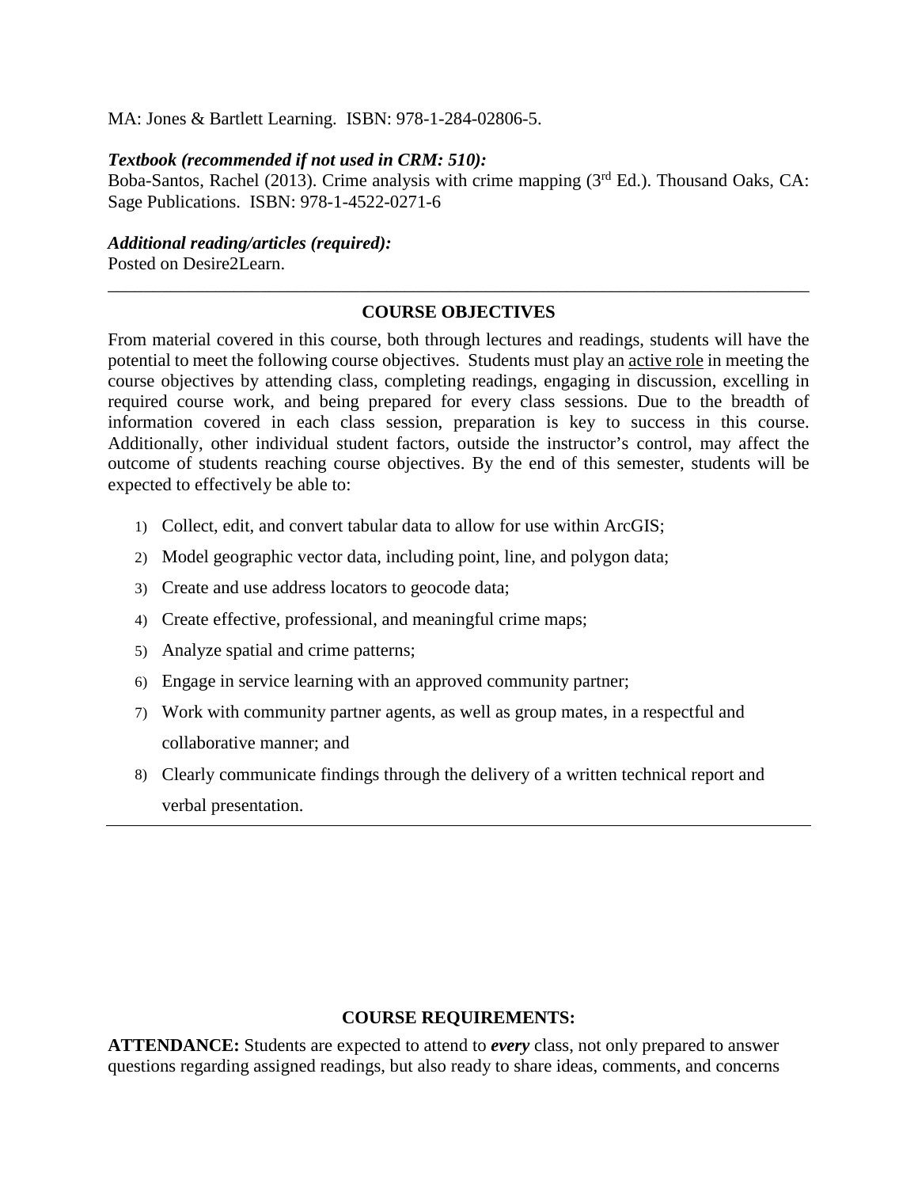MA: Jones & Bartlett Learning. ISBN: 978-1-284-02806-5.

***Textbook (recommended if not used in CRM: 510):***
Boba-Santos, Rachel (2013). Crime analysis with crime mapping (3rd Ed.). Thousand Oaks, CA: Sage Publications. ISBN: 978-1-4522-0271-6

***Additional reading/articles (required):***
Posted on Desire2Learn.

---

## COURSE OBJECTIVES

From material covered in this course, both through lectures and readings, students will have the potential to meet the following course objectives. Students must play an active role in meeting the course objectives by attending class, completing readings, engaging in discussion, excelling in required course work, and being prepared for every class sessions. Due to the breadth of information covered in each class session, preparation is key to success in this course. Additionally, other individual student factors, outside the instructor's control, may affect the outcome of students reaching course objectives. By the end of this semester, students will be expected to effectively be able to:

1) Collect, edit, and convert tabular data to allow for use within ArcGIS;
2) Model geographic vector data, including point, line, and polygon data;
3) Create and use address locators to geocode data;
4) Create effective, professional, and meaningful crime maps;
5) Analyze spatial and crime patterns;
6) Engage in service learning with an approved community partner;
7) Work with community partner agents, as well as group mates, in a respectful and collaborative manner; and
8) Clearly communicate findings through the delivery of a written technical report and verbal presentation.

---

## COURSE REQUIREMENTS:

**ATTENDANCE:** Students are expected to attend to ***every*** class, not only prepared to answer questions regarding assigned readings, but also ready to share ideas, comments, and concerns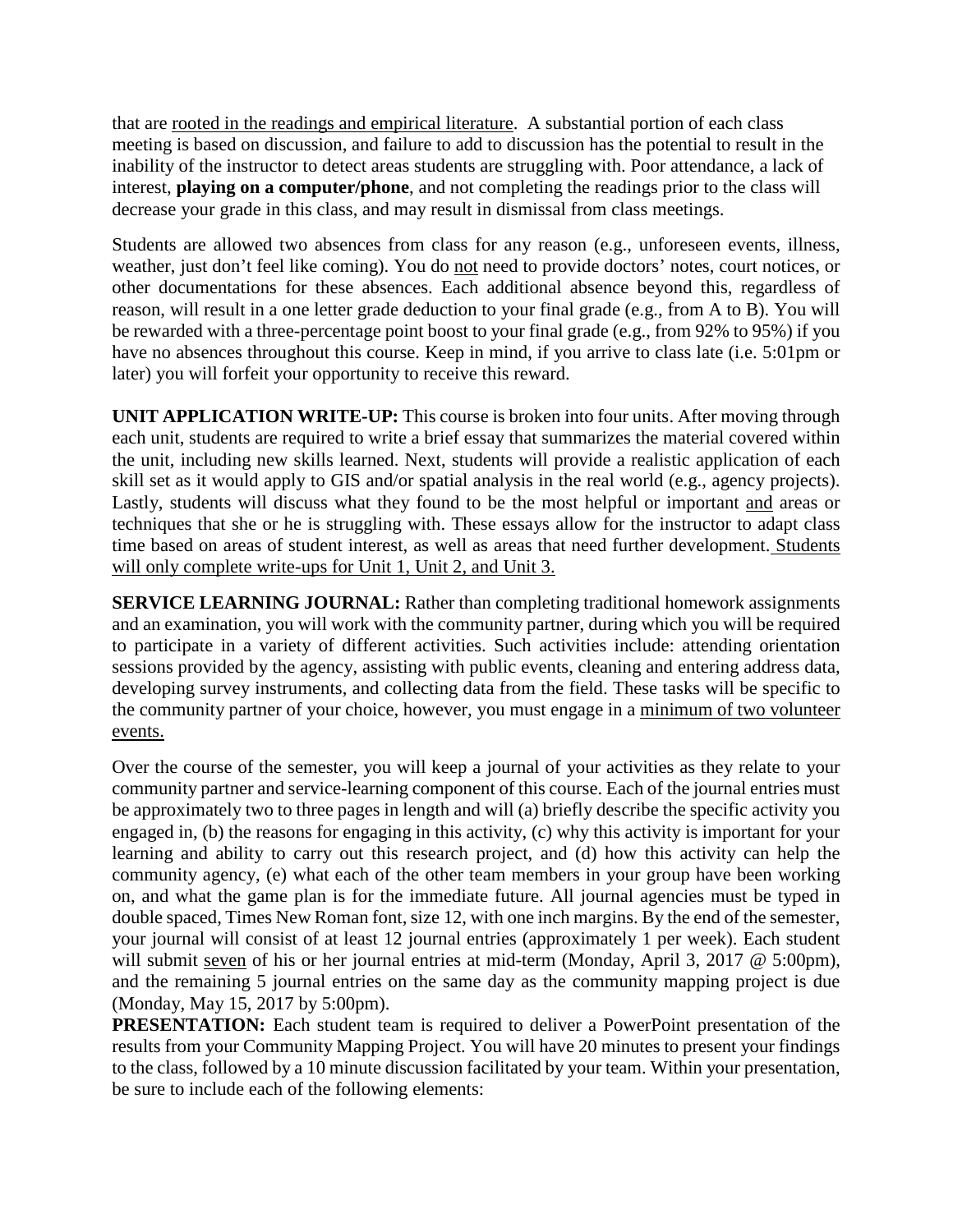that are rooted in the readings and empirical literature. A substantial portion of each class meeting is based on discussion, and failure to add to discussion has the potential to result in the inability of the instructor to detect areas students are struggling with. Poor attendance, a lack of interest, **playing on a computer/phone**, and not completing the readings prior to the class will decrease your grade in this class, and may result in dismissal from class meetings.

Students are allowed two absences from class for any reason (e.g., unforeseen events, illness, weather, just don't feel like coming). You do not need to provide doctors' notes, court notices, or other documentations for these absences. Each additional absence beyond this, regardless of reason, will result in a one letter grade deduction to your final grade (e.g., from A to B). You will be rewarded with a three-percentage point boost to your final grade (e.g., from 92% to 95%) if you have no absences throughout this course. Keep in mind, if you arrive to class late (i.e. 5:01pm or later) you will forfeit your opportunity to receive this reward.

**UNIT APPLICATION WRITE-UP:** This course is broken into four units. After moving through each unit, students are required to write a brief essay that summarizes the material covered within the unit, including new skills learned. Next, students will provide a realistic application of each skill set as it would apply to GIS and/or spatial analysis in the real world (e.g., agency projects). Lastly, students will discuss what they found to be the most helpful or important and areas or techniques that she or he is struggling with. These essays allow for the instructor to adapt class time based on areas of student interest, as well as areas that need further development. Students will only complete write-ups for Unit 1, Unit 2, and Unit 3.

**SERVICE LEARNING JOURNAL:** Rather than completing traditional homework assignments and an examination, you will work with the community partner, during which you will be required to participate in a variety of different activities. Such activities include: attending orientation sessions provided by the agency, assisting with public events, cleaning and entering address data, developing survey instruments, and collecting data from the field. These tasks will be specific to the community partner of your choice, however, you must engage in a minimum of two volunteer events.

Over the course of the semester, you will keep a journal of your activities as they relate to your community partner and service-learning component of this course. Each of the journal entries must be approximately two to three pages in length and will (a) briefly describe the specific activity you engaged in, (b) the reasons for engaging in this activity, (c) why this activity is important for your learning and ability to carry out this research project, and (d) how this activity can help the community agency, (e) what each of the other team members in your group have been working on, and what the game plan is for the immediate future. All journal agencies must be typed in double spaced, Times New Roman font, size 12, with one inch margins. By the end of the semester, your journal will consist of at least 12 journal entries (approximately 1 per week). Each student will submit seven of his or her journal entries at mid-term (Monday, April 3, 2017 @ 5:00pm), and the remaining 5 journal entries on the same day as the community mapping project is due (Monday, May 15, 2017 by 5:00pm).

**PRESENTATION:** Each student team is required to deliver a PowerPoint presentation of the results from your Community Mapping Project. You will have 20 minutes to present your findings to the class, followed by a 10 minute discussion facilitated by your team. Within your presentation, be sure to include each of the following elements: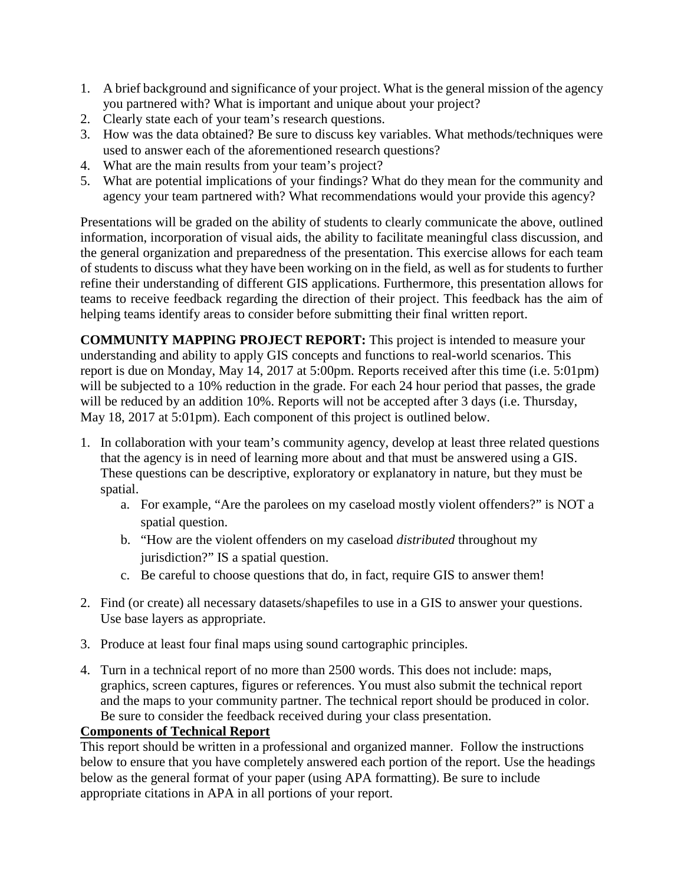1. A brief background and significance of your project. What is the general mission of the agency you partnered with? What is important and unique about your project?
2. Clearly state each of your team's research questions.
3. How was the data obtained? Be sure to discuss key variables. What methods/techniques were used to answer each of the aforementioned research questions?
4. What are the main results from your team's project?
5. What are potential implications of your findings? What do they mean for the community and agency your team partnered with? What recommendations would your provide this agency?

Presentations will be graded on the ability of students to clearly communicate the above, outlined information, incorporation of visual aids, the ability to facilitate meaningful class discussion, and the general organization and preparedness of the presentation. This exercise allows for each team of students to discuss what they have been working on in the field, as well as for students to further refine their understanding of different GIS applications. Furthermore, this presentation allows for teams to receive feedback regarding the direction of their project. This feedback has the aim of helping teams identify areas to consider before submitting their final written report.

**COMMUNITY MAPPING PROJECT REPORT:** This project is intended to measure your understanding and ability to apply GIS concepts and functions to real-world scenarios. This report is due on Monday, May 14, 2017 at 5:00pm. Reports received after this time (i.e. 5:01pm) will be subjected to a 10% reduction in the grade. For each 24 hour period that passes, the grade will be reduced by an addition 10%. Reports will not be accepted after 3 days (i.e. Thursday, May 18, 2017 at 5:01pm). Each component of this project is outlined below.

1. In collaboration with your team's community agency, develop at least three related questions that the agency is in need of learning more about and that must be answered using a GIS. These questions can be descriptive, exploratory or explanatory in nature, but they must be spatial.
   a. For example, "Are the parolees on my caseload mostly violent offenders?" is NOT a spatial question.
   b. "How are the violent offenders on my caseload *distributed* throughout my jurisdiction?" IS a spatial question.
   c. Be careful to choose questions that do, in fact, require GIS to answer them!

2. Find (or create) all necessary datasets/shapefiles to use in a GIS to answer your questions. Use base layers as appropriate.

3. Produce at least four final maps using sound cartographic principles.

4. Turn in a technical report of no more than 2500 words. This does not include: maps, graphics, screen captures, figures or references. You must also submit the technical report and the maps to your community partner. The technical report should be produced in color. Be sure to consider the feedback received during your class presentation.

**Components of Technical Report**

This report should be written in a professional and organized manner. Follow the instructions below to ensure that you have completely answered each portion of the report. Use the headings below as the general format of your paper (using APA formatting). Be sure to include appropriate citations in APA in all portions of your report.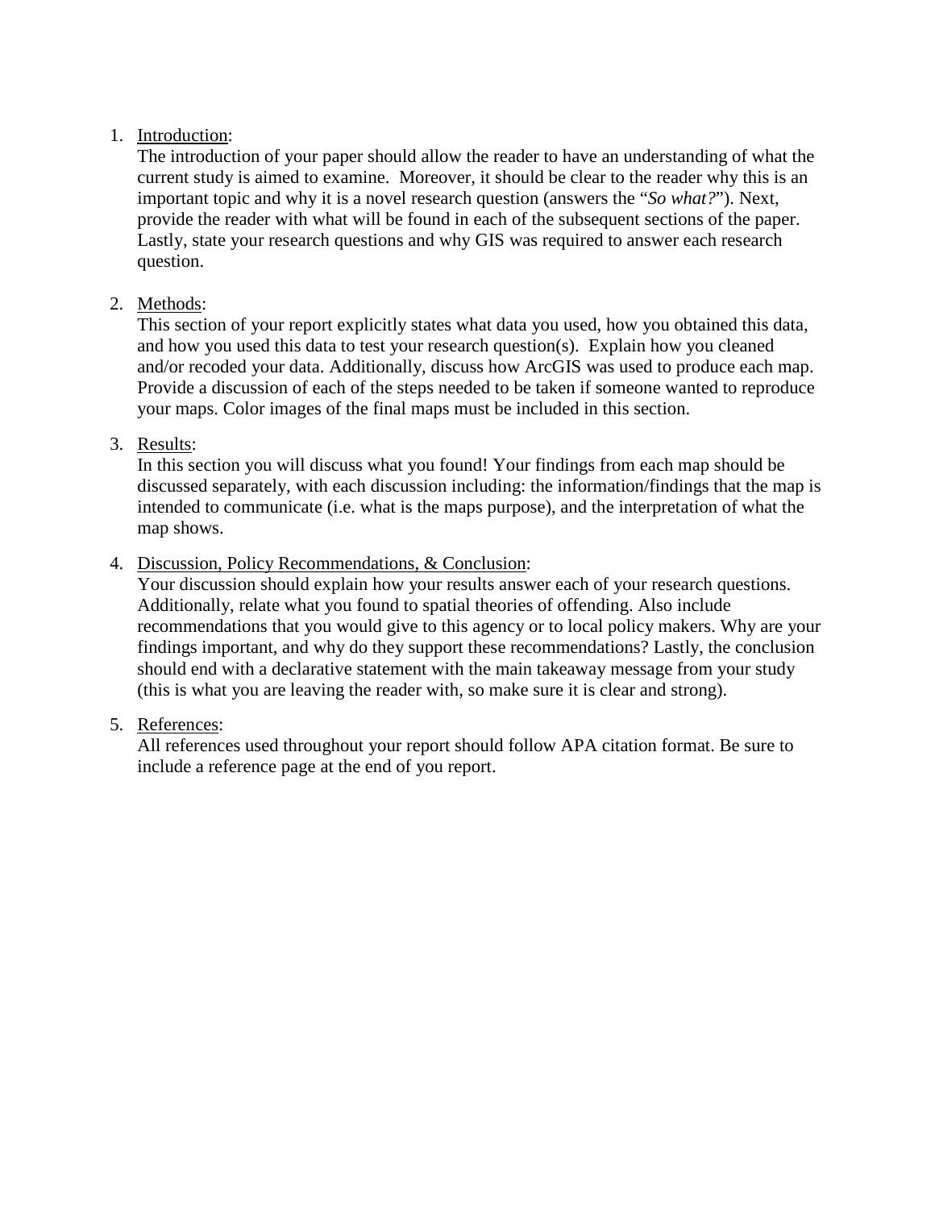1. Introduction:
   The introduction of your paper should allow the reader to have an understanding of what the current study is aimed to examine. Moreover, it should be clear to the reader why this is an important topic and why it is a novel research question (answers the "*So what?*"). Next, provide the reader with what will be found in each of the subsequent sections of the paper. Lastly, state your research questions and why GIS was required to answer each research question.

2. Methods:
   This section of your report explicitly states what data you used, how you obtained this data, and how you used this data to test your research question(s). Explain how you cleaned and/or recoded your data. Additionally, discuss how ArcGIS was used to produce each map. Provide a discussion of each of the steps needed to be taken if someone wanted to reproduce your maps. Color images of the final maps must be included in this section.

3. Results:
   In this section you will discuss what you found! Your findings from each map should be discussed separately, with each discussion including: the information/findings that the map is intended to communicate (i.e. what is the maps purpose), and the interpretation of what the map shows.

4. Discussion, Policy Recommendations, & Conclusion:
   Your discussion should explain how your results answer each of your research questions. Additionally, relate what you found to spatial theories of offending. Also include recommendations that you would give to this agency or to local policy makers. Why are your findings important, and why do they support these recommendations? Lastly, the conclusion should end with a declarative statement with the main takeaway message from your study (this is what you are leaving the reader with, so make sure it is clear and strong).

5. References:
   All references used throughout your report should follow APA citation format. Be sure to include a reference page at the end of you report.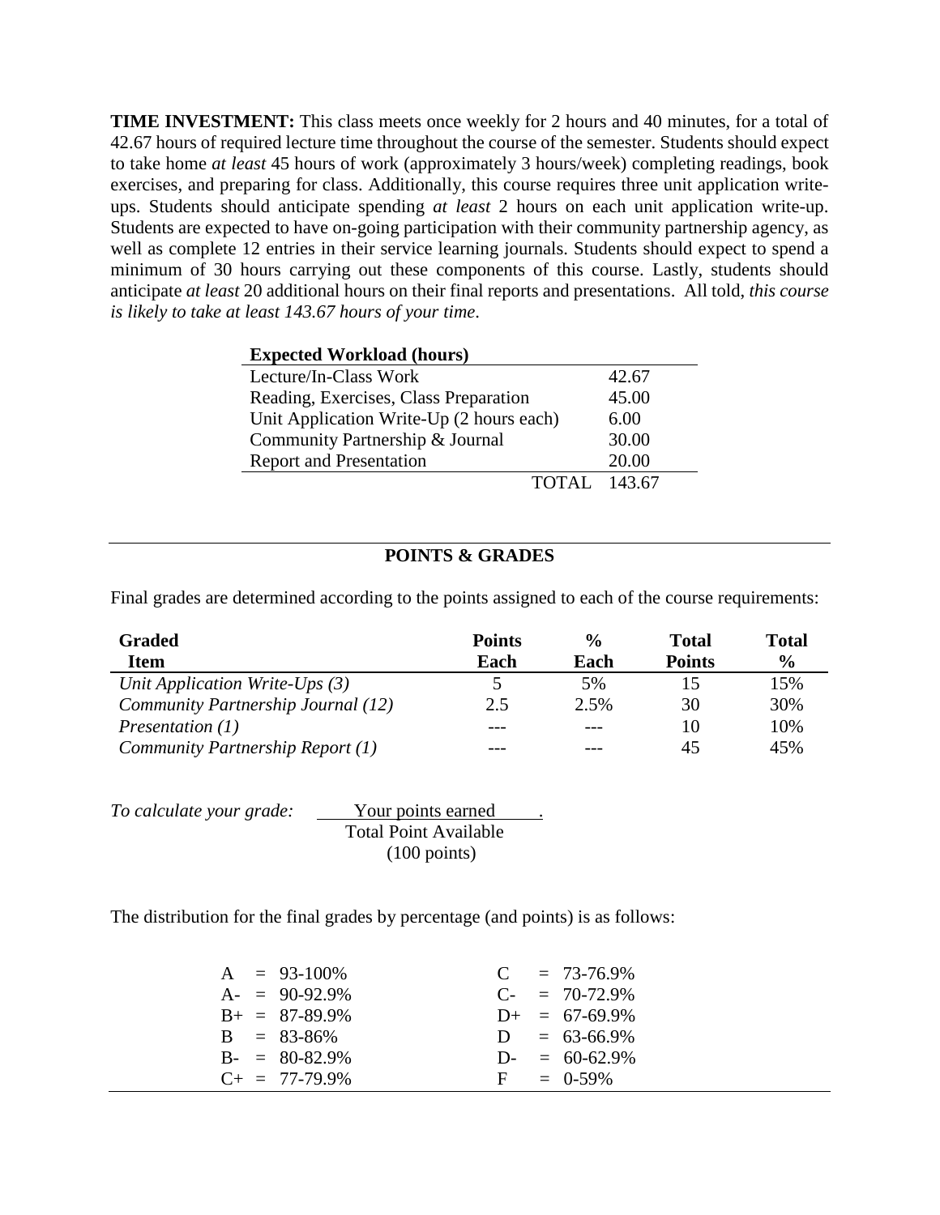**TIME INVESTMENT:** This class meets once weekly for 2 hours and 40 minutes, for a total of 42.67 hours of required lecture time throughout the course of the semester. Students should expect to take home *at least* 45 hours of work (approximately 3 hours/week) completing readings, book exercises, and preparing for class. Additionally, this course requires three unit application write-ups. Students should anticipate spending *at least* 2 hours on each unit application write-up. Students are expected to have on-going participation with their community partnership agency, as well as complete 12 entries in their service learning journals. Students should expect to spend a minimum of 30 hours carrying out these components of this course. Lastly, students should anticipate *at least* 20 additional hours on their final reports and presentations. All told, *this course is likely to take at least 143.67 hours of your time*.

| **Expected Workload (hours)** | |
|---|---|
| Lecture/In-Class Work | 42.67 |
| Reading, Exercises, Class Preparation | 45.00 |
| Unit Application Write-Up (2 hours each) | 6.00 |
| Community Partnership & Journal | 30.00 |
| Report and Presentation | 20.00 |
| TOTAL | 143.67 |

## POINTS & GRADES

Final grades are determined according to the points assigned to each of the course requirements:

| Graded Item | Points Each | % Each | Total Points | Total % |
|---|---|---|---|---|
| *Unit Application Write-Ups (3)* | 5 | 5% | 15 | 15% |
| *Community Partnership Journal (12)* | 2.5 | 2.5% | 30 | 30% |
| *Presentation (1)* | --- | --- | 10 | 10% |
| *Community Partnership Report (1)* | --- | --- | 45 | 45% |

*To calculate your grade:*

$$\frac{\text{Your points earned}}{\text{Total Point Available (100 points)}}$$

The distribution for the final grades by percentage (and points) is as follows:

| | | | |
|---|---|---|---|
| A | = 93-100% | C | = 73-76.9% |
| A- | = 90-92.9% | C- | = 70-72.9% |
| B+ | = 87-89.9% | D+ | = 67-69.9% |
| B | = 83-86% | D | = 63-66.9% |
| B- | = 80-82.9% | D- | = 60-62.9% |
| C+ | = 77-79.9% | F | = 0-59% |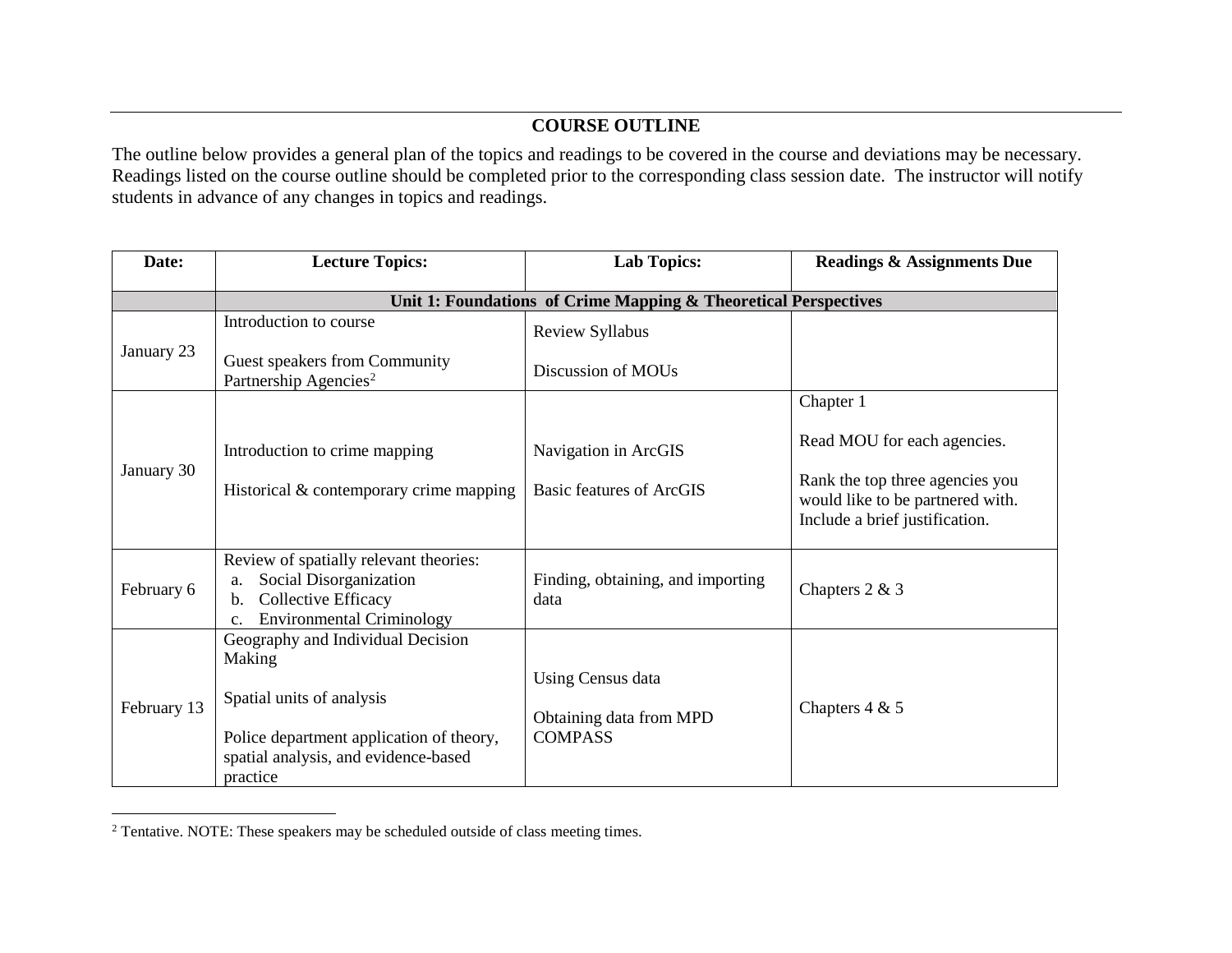## COURSE OUTLINE

The outline below provides a general plan of the topics and readings to be covered in the course and deviations may be necessary. Readings listed on the course outline should be completed prior to the corresponding class session date. The instructor will notify students in advance of any changes in topics and readings.

| Date: | Lecture Topics: | Lab Topics: | Readings & Assignments Due |
|---|---|---|---|
| | **Unit 1: Foundations of Crime Mapping & Theoretical Perspectives** | | |
| January 23 | Introduction to course<br><br>Guest speakers from Community Partnership Agencies[2] | Review Syllabus<br><br>Discussion of MOUs | |
| January 30 | Introduction to crime mapping<br><br>Historical & contemporary crime mapping | Navigation in ArcGIS<br><br>Basic features of ArcGIS | Chapter 1<br><br>Read MOU for each agencies.<br><br>Rank the top three agencies you would like to be partnered with. Include a brief justification. |
| February 6 | Review of spatially relevant theories:<br>a. Social Disorganization<br>b. Collective Efficacy<br>c. Environmental Criminology | Finding, obtaining, and importing data | Chapters 2 & 3 |
| February 13 | Geography and Individual Decision Making<br><br>Spatial units of analysis<br><br>Police department application of theory, spatial analysis, and evidence-based practice | Using Census data<br><br>Obtaining data from MPD COMPASS | Chapters 4 & 5 |

[2] Tentative. NOTE: These speakers may be scheduled outside of class meeting times.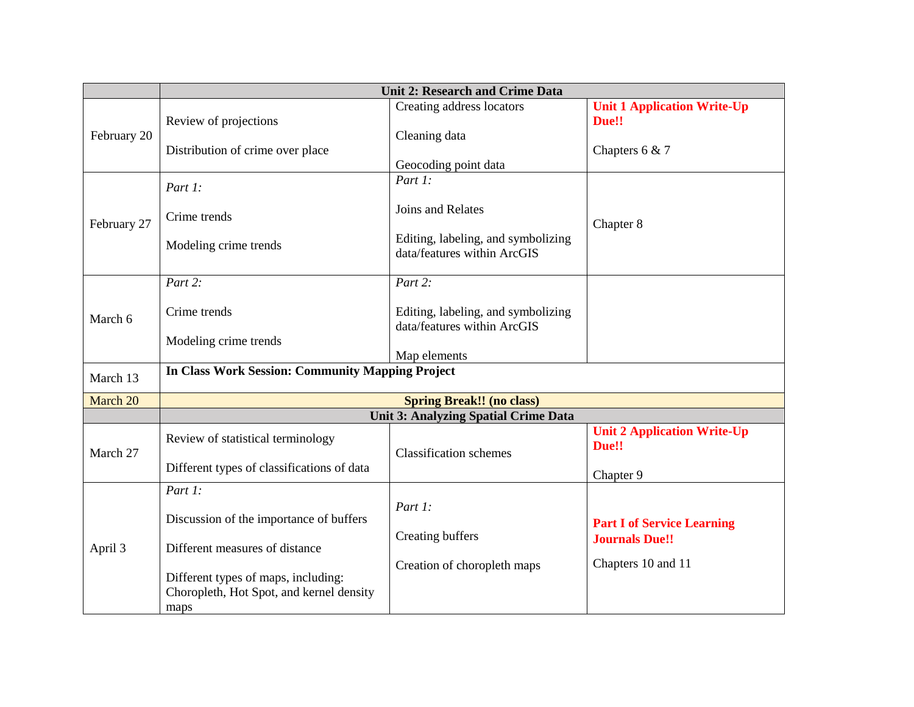| | Unit 2: Research and Crime Data | | |
|---|---|---|---|
| February 20 | Review of projections<br><br>Distribution of crime over place | Creating address locators<br><br>Cleaning data<br><br>Geocoding point data | **Unit 1 Application Write-Up Due!!**<br><br>Chapters 6 & 7 |
| February 27 | *Part 1:*<br><br>Crime trends<br><br>Modeling crime trends | *Part 1:*<br><br>Joins and Relates<br><br>Editing, labeling, and symbolizing data/features within ArcGIS | Chapter 8 |
| March 6 | *Part 2:*<br><br>Crime trends<br><br>Modeling crime trends | *Part 2:*<br><br>Editing, labeling, and symbolizing data/features within ArcGIS<br><br>Map elements | |
| March 13 | **In Class Work Session: Community Mapping Project** | | |
| March 20 | **Spring Break!! (no class)** | | |
| | **Unit 3: Analyzing Spatial Crime Data** | | |
| March 27 | Review of statistical terminology<br><br>Different types of classifications of data | Classification schemes | **Unit 2 Application Write-Up Due!!**<br><br>Chapter 9 |
| April 3 | *Part 1:*<br><br>Discussion of the importance of buffers<br><br>Different measures of distance<br><br>Different types of maps, including: Choropleth, Hot Spot, and kernel density maps | *Part 1:*<br><br>Creating buffers<br><br>Creation of choropleth maps | **Part I of Service Learning Journals Due!!**<br><br>Chapters 10 and 11 |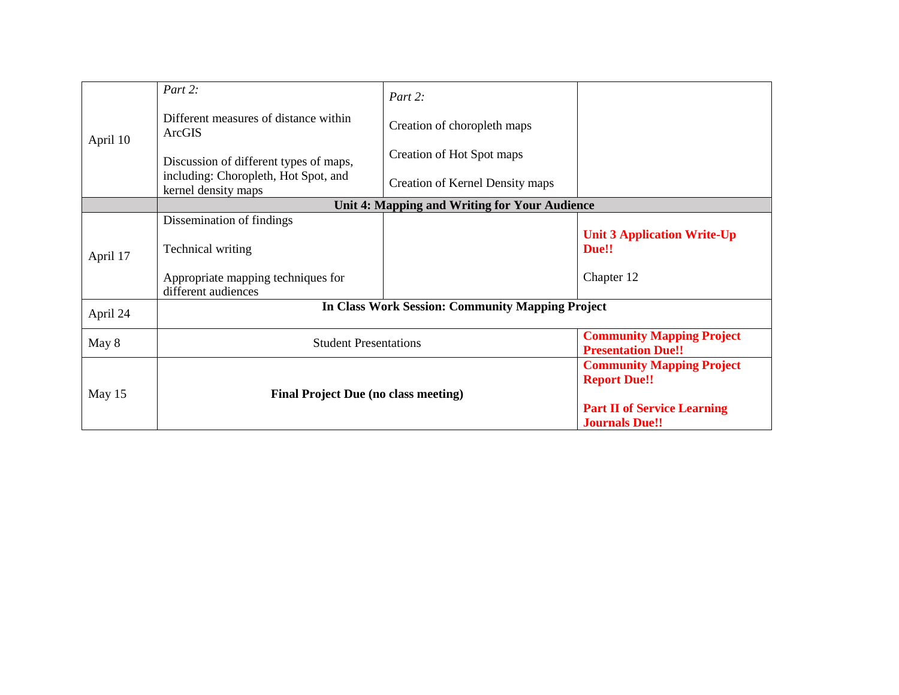| | | | |
|---|---|---|---|
| April 10 | *Part 2:*<br><br>Different measures of distance within ArcGIS<br><br>Discussion of different types of maps, including: Choropleth, Hot Spot, and kernel density maps | *Part 2:*<br><br>Creation of choropleth maps<br><br>Creation of Hot Spot maps<br><br>Creation of Kernel Density maps | |
| | **Unit 4: Mapping and Writing for Your Audience** | | |
| April 17 | Dissemination of findings<br><br>Technical writing<br><br>Appropriate mapping techniques for different audiences | | **Unit 3 Application Write-Up Due!!**<br><br>Chapter 12 |
| April 24 | **In Class Work Session: Community Mapping Project** | | |
| May 8 | Student Presentations | | **Community Mapping Project Presentation Due!!** |
| May 15 | **Final Project Due (no class meeting)** | | **Community Mapping Project Report Due!!**<br><br>**Part II of Service Learning Journals Due!!** |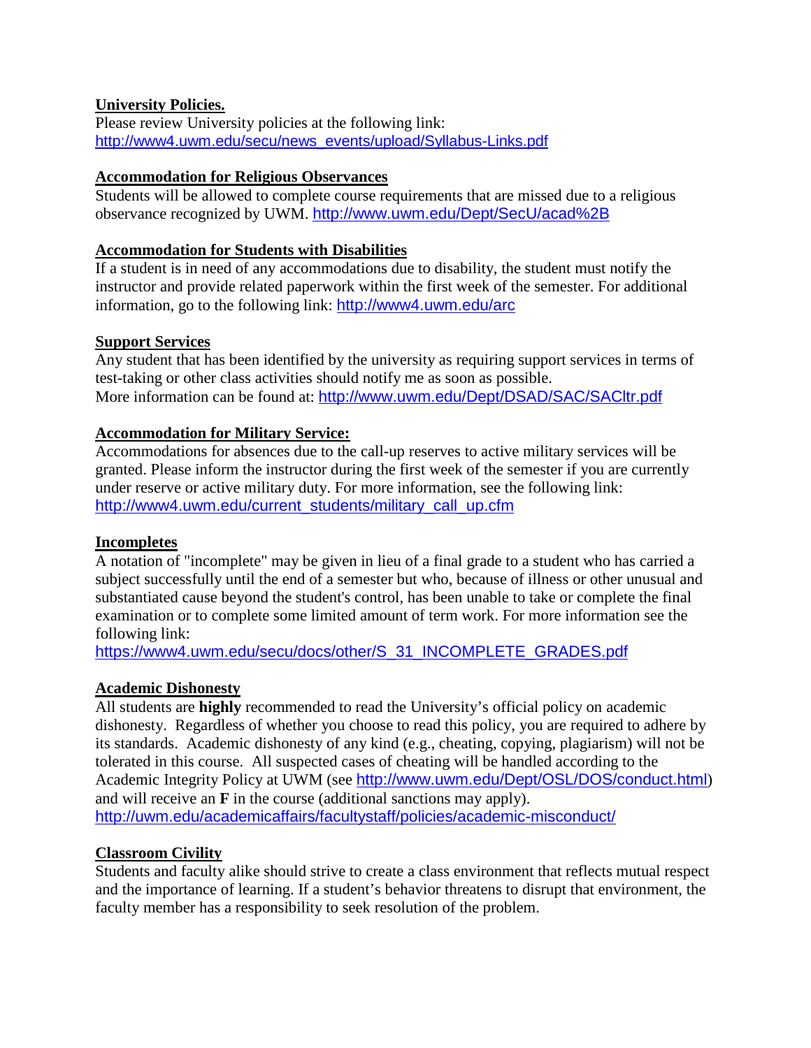**University Policies.**

Please review University policies at the following link:
http://www4.uwm.edu/secu/news_events/upload/Syllabus-Links.pdf

**Accommodation for Religious Observances**

Students will be allowed to complete course requirements that are missed due to a religious observance recognized by UWM. http://www.uwm.edu/Dept/SecU/acad%2B

**Accommodation for Students with Disabilities**

If a student is in need of any accommodations due to disability, the student must notify the instructor and provide related paperwork within the first week of the semester. For additional information, go to the following link: http://www4.uwm.edu/arc

**Support Services**

Any student that has been identified by the university as requiring support services in terms of test-taking or other class activities should notify me as soon as possible.
More information can be found at: http://www.uwm.edu/Dept/DSAD/SAC/SACltr.pdf

**Accommodation for Military Service:**

Accommodations for absences due to the call-up reserves to active military services will be granted. Please inform the instructor during the first week of the semester if you are currently under reserve or active military duty. For more information, see the following link:
http://www4.uwm.edu/current_students/military_call_up.cfm

**Incompletes**

A notation of "incomplete" may be given in lieu of a final grade to a student who has carried a subject successfully until the end of a semester but who, because of illness or other unusual and substantiated cause beyond the student's control, has been unable to take or complete the final examination or to complete some limited amount of term work. For more information see the following link:
https://www4.uwm.edu/secu/docs/other/S_31_INCOMPLETE_GRADES.pdf

**Academic Dishonesty**

All students are **highly** recommended to read the University's official policy on academic dishonesty. Regardless of whether you choose to read this policy, you are required to adhere by its standards. Academic dishonesty of any kind (e.g., cheating, copying, plagiarism) will not be tolerated in this course. All suspected cases of cheating will be handled according to the Academic Integrity Policy at UWM (see http://www.uwm.edu/Dept/OSL/DOS/conduct.html) and will receive an **F** in the course (additional sanctions may apply).
http://uwm.edu/academicaffairs/facultystaff/policies/academic-misconduct/

**Classroom Civility**

Students and faculty alike should strive to create a class environment that reflects mutual respect and the importance of learning. If a student's behavior threatens to disrupt that environment, the faculty member has a responsibility to seek resolution of the problem.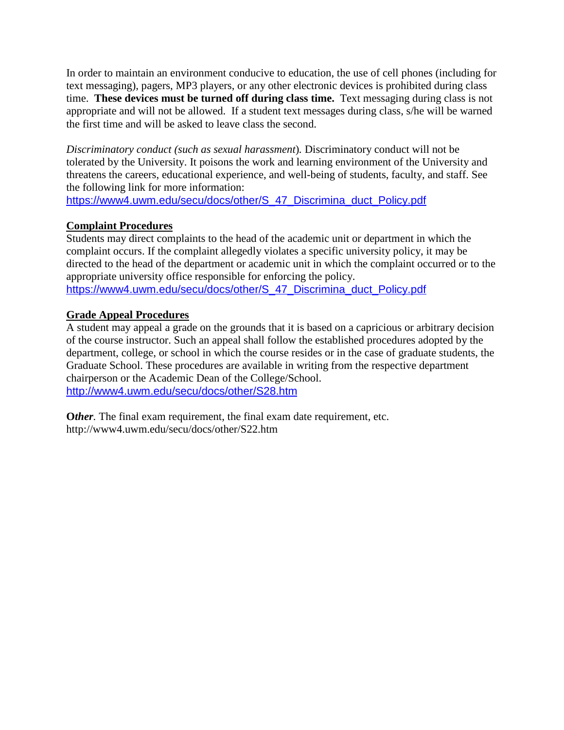In order to maintain an environment conducive to education, the use of cell phones (including for text messaging), pagers, MP3 players, or any other electronic devices is prohibited during class time. **These devices must be turned off during class time.** Text messaging during class is not appropriate and will not be allowed. If a student text messages during class, s/he will be warned the first time and will be asked to leave class the second.

*Discriminatory conduct (such as sexual harassment*). Discriminatory conduct will not be tolerated by the University. It poisons the work and learning environment of the University and threatens the careers, educational experience, and well-being of students, faculty, and staff. See the following link for more information:
https://www4.uwm.edu/secu/docs/other/S_47_Discrimina_duct_Policy.pdf

**Complaint Procedures**

Students may direct complaints to the head of the academic unit or department in which the complaint occurs. If the complaint allegedly violates a specific university policy, it may be directed to the head of the department or academic unit in which the complaint occurred or to the appropriate university office responsible for enforcing the policy.
https://www4.uwm.edu/secu/docs/other/S_47_Discrimina_duct_Policy.pdf

**Grade Appeal Procedures**

A student may appeal a grade on the grounds that it is based on a capricious or arbitrary decision of the course instructor. Such an appeal shall follow the established procedures adopted by the department, college, or school in which the course resides or in the case of graduate students, the Graduate School. These procedures are available in writing from the respective department chairperson or the Academic Dean of the College/School.
http://www4.uwm.edu/secu/docs/other/S28.htm

***Other.*** The final exam requirement, the final exam date requirement, etc.
http://www4.uwm.edu/secu/docs/other/S22.htm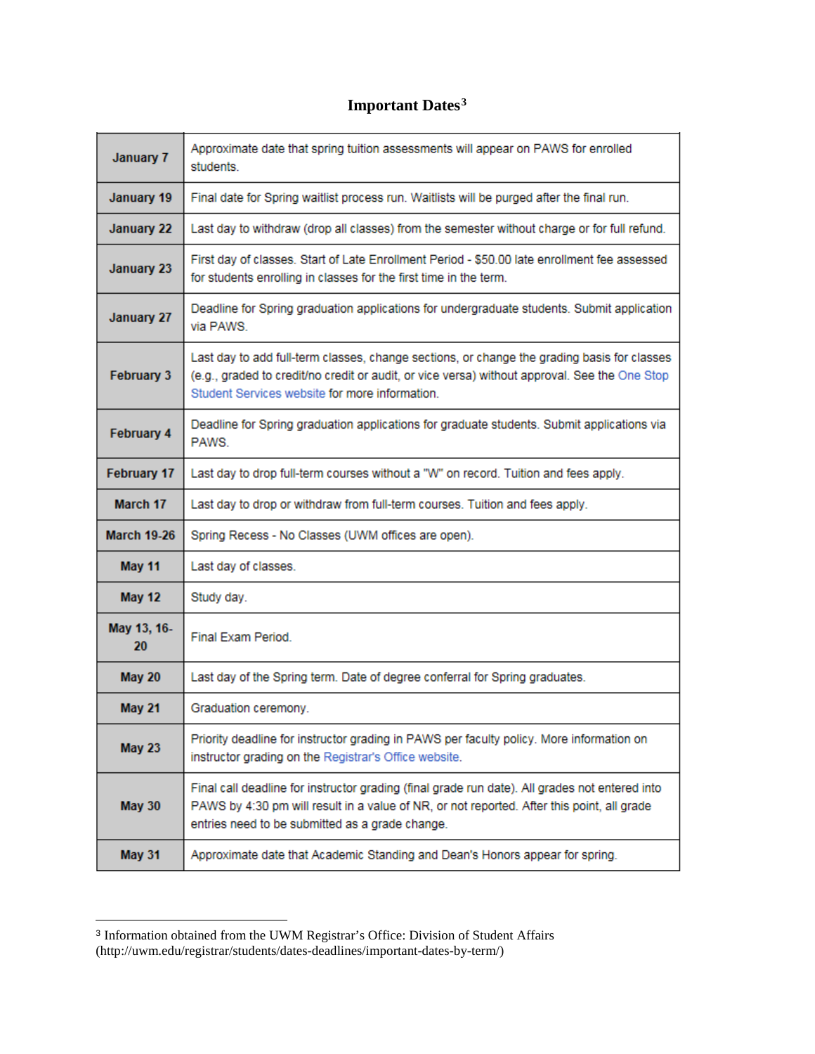## Important Dates[3]

| | |
|---|---|
| **January 7** | Approximate date that spring tuition assessments will appear on PAWS for enrolled students. |
| **January 19** | Final date for Spring waitlist process run. Waitlists will be purged after the final run. |
| **January 22** | Last day to withdraw (drop all classes) from the semester without charge or for full refund. |
| **January 23** | First day of classes. Start of Late Enrollment Period - $50.00 late enrollment fee assessed for students enrolling in classes for the first time in the term. |
| **January 27** | Deadline for Spring graduation applications for undergraduate students. Submit application via PAWS. |
| **February 3** | Last day to add full-term classes, change sections, or change the grading basis for classes (e.g., graded to credit/no credit or audit, or vice versa) without approval. See the One Stop Student Services website for more information. |
| **February 4** | Deadline for Spring graduation applications for graduate students. Submit applications via PAWS. |
| **February 17** | Last day to drop full-term courses without a "W" on record. Tuition and fees apply. |
| **March 17** | Last day to drop or withdraw from full-term courses. Tuition and fees apply. |
| **March 19-26** | Spring Recess - No Classes (UWM offices are open). |
| **May 11** | Last day of classes. |
| **May 12** | Study day. |
| **May 13, 16-20** | Final Exam Period. |
| **May 20** | Last day of the Spring term. Date of degree conferral for Spring graduates. |
| **May 21** | Graduation ceremony. |
| **May 23** | Priority deadline for instructor grading in PAWS per faculty policy. More information on instructor grading on the Registrar's Office website. |
| **May 30** | Final call deadline for instructor grading (final grade run date). All grades not entered into PAWS by 4:30 pm will result in a value of NR, or not reported. After this point, all grade entries need to be submitted as a grade change. |
| **May 31** | Approximate date that Academic Standing and Dean's Honors appear for spring. |

[3] Information obtained from the UWM Registrar's Office: Division of Student Affairs (http://uwm.edu/registrar/students/dates-deadlines/important-dates-by-term/)